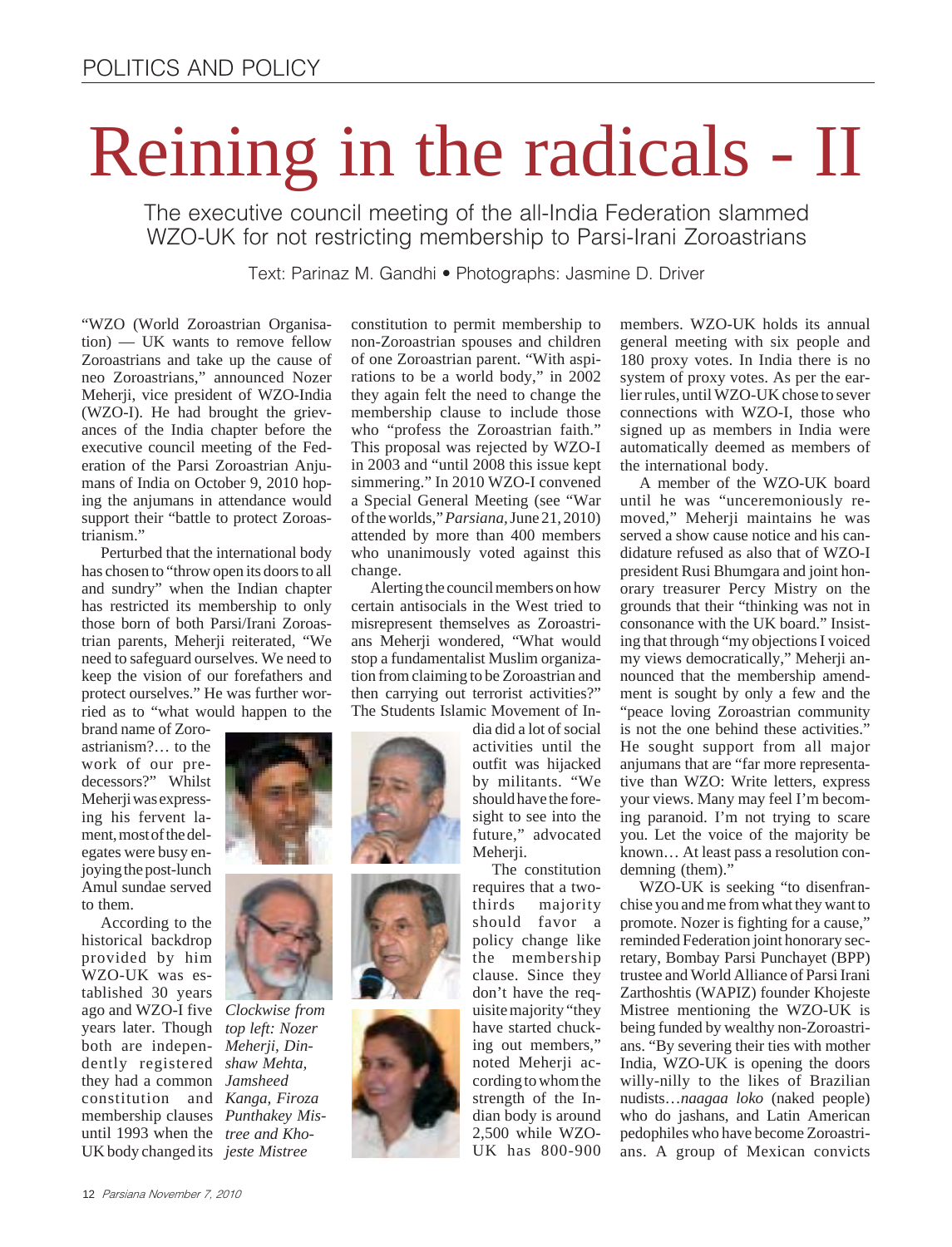POLITICS AND POLICY

# Reining in the radicals - II

## The executive council meeting of the all-India Federation slammed WZO-UK for not restricting membership to Parsi-Irani Zoroastrians

Text: Parinaz M. Gandhi • Photographs: Jasmine D. Driver

"WZO (World Zoroastrian Organisation) — UK wants to remove fellow Zoroastrians and take up the cause of neo Zoroastrians," announced Nozer Meherji, vice president of WZO-India (WZO-I). He had brought the grievances of the India chapter before the executive council meeting of the Federation of the Parsi Zoroastrian Anjumans of India on October 9, 2010 hoping the anjumans in attendance would support their "battle to protect Zoroastrianism."

Perturbed that the international body has chosen to "throw open its doors to all and sundry" when the Indian chapter has restricted its membership to only those born of both Parsi/Irani Zoroastrian parents, Meherji reiterated, "We need to safeguard ourselves. We need to keep the vision of our forefathers and protect ourselves." He was further worried as to "what would happen to the brand name of Zoroastrianism?… to the work of our predecessors?" Whilst Meherji was expressing his fervent lament, most of the delegates were busy enjoying the post-lunch Amul sundae served to them.

According to the historical backdrop provided by him WZO-UK was established 30 years ago and WZO-I five years later. Though both are independently registered they had a common constitution and membership clauses until 1993 when the UK body changed its constitution to permit membership to non-Zoroastrian spouses and children of one Zoroastrian parent. "With aspirations to be a world body," in 2002 they again felt the need to change the membership clause to include those who "profess the Zoroastrian faith." This proposal was rejected by WZO-I in 2003 and "until 2008 this issue kept simmering." In 2010 WZO-I convened a Special General Meeting (see "War of the worlds," *Parsiana,* June 21, 2010) attended by more than 400 members who unanimously voted against this change.

Alerting the council members on how certain antisocials in the West tried to misrepresent themselves as Zoroastrians Meherji wondered, "What would stop a fundamentalist Muslim organization from claiming to be Zoroastrian and then carrying out terrorist activities?" The Students Islamic Movement of India did a lot of social activities until the outfit was hijacked by militants. "We should have the foresight to see into the future," advocated Meherji.

The constitution requires that a two-thirds majority should favor a policy change like the membership clause. Since they don't have the requisite majority "they have started chucking out members," noted Meherji according to whom the strength of the Indian body is around 2,500 while WZO-UK has 800-900 members. WZO-UK holds its annual general meeting with six people and 180 proxy votes. In India there is no system of proxy votes. As per the earlier rules, until WZO-UK chose to sever connections with WZO-I, those who signed up as members in India were automatically deemed as members of the international body.

A member of the WZO-UK board until he was "unceremoniously removed," Meherji maintains he was served a show cause notice and his candidature refused as also that of WZO-I president Rusi Bhumgara and joint honorary treasurer Percy Mistry on the grounds that their "thinking was not in consonance with the UK board." Insisting that through "my objections I voiced my views democratically," Meherji announced that the membership amendment is sought by only a few and the "peace loving Zoroastrian community is not the one behind these activities." He sought support from all major anjumans that are "far more representative than WZO: Write letters, express your views. Many may feel I'm becoming paranoid. I'm not trying to scare you. Let the voice of the majority be known… At least pass a resolution condemning (them)."

WZO-UK is seeking "to disenfranchise you and me from what they want to promote. Nozer is fighting for a cause," reminded Federation joint honorary secretary, Bombay Parsi Punchayet (BPP) trustee and World Alliance of Parsi Irani Zarthoshtis (WAPIZ) founder Khojeste Mistree mentioning the WZO-UK is being funded by wealthy non-Zoroastrians. "By severing their ties with mother India, WZO-UK is opening the doors willy-nilly to the likes of Brazilian nudists…*naagaa loko* (naked people) who do jashans, and Latin American pedophiles who have become Zoroastrians. A group of Mexican convicts

*Clockwise from top left: Nozer Meherji, Dinshaw Mehta, Jamsheed Kanga, Firoza Punthakey Mistree and Khojeste Mistree*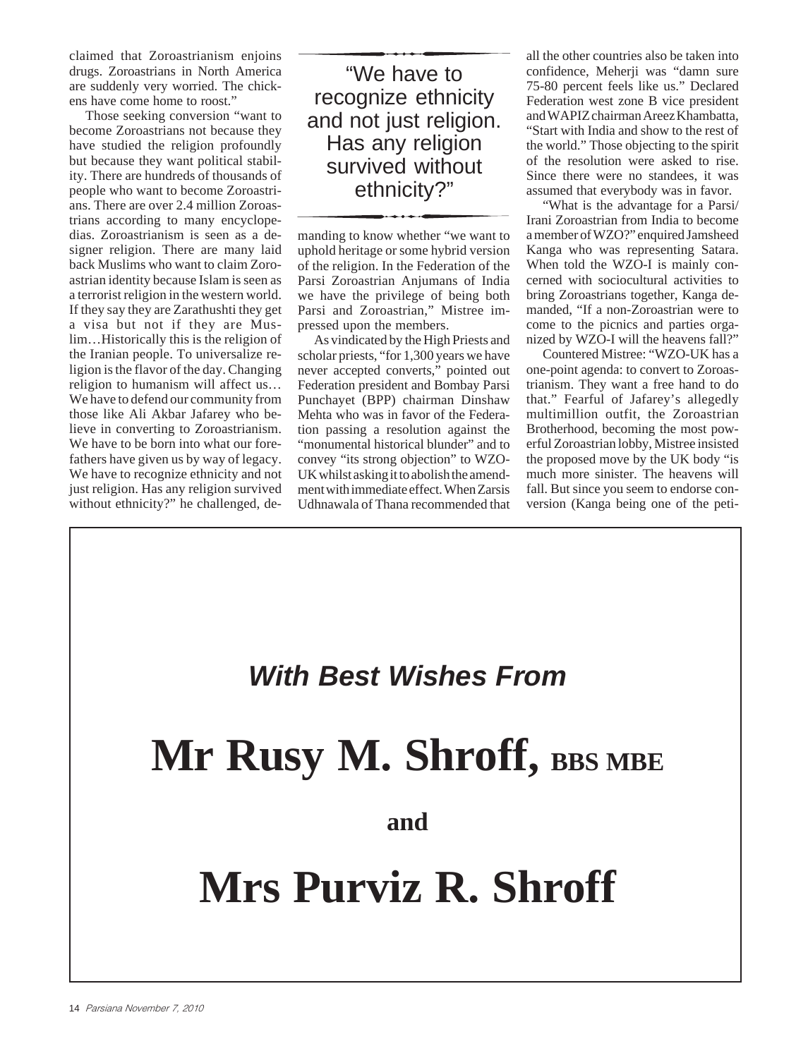claimed that Zoroastrianism enjoins drugs. Zoroastrians in North America are suddenly very worried. The chickens have come home to roost."

Those seeking conversion "want to become Zoroastrians not because they have studied the religion profoundly but because they want political stability. There are hundreds of thousands of people who want to become Zoroastrians. There are over 2.4 million Zoroastrians according to many encyclopedias. Zoroastrianism is seen as a designer religion. There are many laid back Muslims who want to claim Zoroastrian identity because Islam is seen as a terrorist religion in the western world. If they say they are Zarathushti they get a visa but not if they are Muslim…Historically this is the religion of the Iranian people. To universalize religion is the flavor of the day. Changing religion to humanism will affect us… We have to defend our community from those like Ali Akbar Jafarey who believe in converting to Zoroastrianism. We have to be born into what our forefathers have given us by way of legacy. We have to recognize ethnicity and not just religion. Has any religion survived without ethnicity?" he challenged, demanding to know whether "we want to uphold heritage or some hybrid version of the religion. In the Federation of the Parsi Zoroastrian Anjumans of India we have the privilege of being both Parsi and Zoroastrian," Mistree impressed upon the members.

> "We have to recognize ethnicity and not just religion. Has any religion survived without ethnicity?"

As vindicated by the High Priests and scholar priests, "for 1,300 years we have never accepted converts," pointed out Federation president and Bombay Parsi Punchayet (BPP) chairman Dinshaw Mehta who was in favor of the Federation passing a resolution against the "monumental historical blunder" and to convey "its strong objection" to WZO-UK whilst asking it to abolish the amendment with immediate effect. When Zarsis Udhnawala of Thana recommended that all the other countries also be taken into confidence, Meherji was "damn sure 75-80 percent feels like us." Declared Federation west zone B vice president and WAPIZ chairman Areez Khambatta, "Start with India and show to the rest of the world." Those objecting to the spirit of the resolution were asked to rise. Since there were no standees, it was assumed that everybody was in favor.

"What is the advantage for a Parsi/Irani Zoroastrian from India to become a member of WZO?" enquired Jamsheed Kanga who was representing Satara. When told the WZO-I is mainly concerned with sociocultural activities to bring Zoroastrians together, Kanga demanded, "If a non-Zoroastrian were to come to the picnics and parties organized by WZO-I will the heavens fall?"

Countered Mistree: "WZO-UK has a one-point agenda: to convert to Zoroastrianism. They want a free hand to do that." Fearful of Jafarey's allegedly multimillion outfit, the Zoroastrian Brotherhood, becoming the most powerful Zoroastrian lobby, Mistree insisted the proposed move by the UK body "is much more sinister. The heavens will fall. But since you seem to endorse conversion (Kanga being one of the peti-

***With Best Wishes From***

# Mr Rusy M. Shroff, BBS MBE

**and**

# Mrs Purviz R. Shroff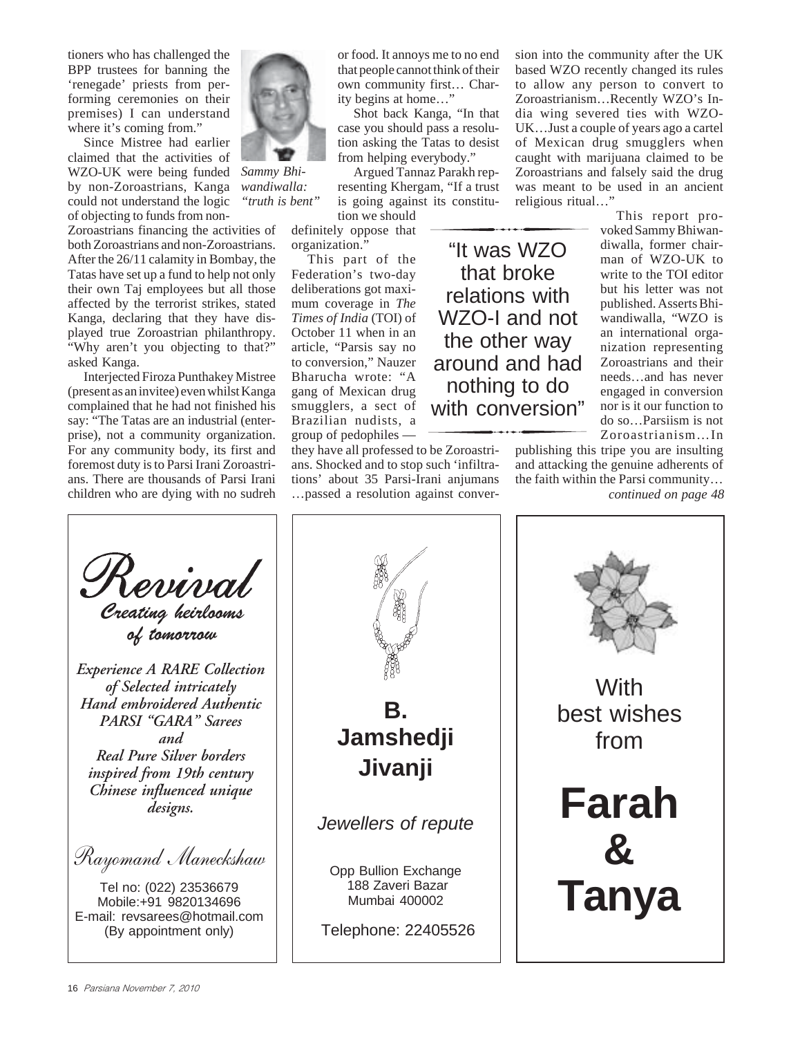tioners who has challenged the BPP trustees for banning the 'renegade' priests from performing ceremonies on their premises) I can understand where it's coming from."

Since Mistree had earlier claimed that the activities of WZO-UK were being funded by non-Zoroastrians, Kanga could not understand the logic of objecting to funds from non-Zoroastrians financing the activities of both Zoroastrians and non-Zoroastrians. After the 26/11 calamity in Bombay, the Tatas have set up a fund to help not only their own Taj employees but all those affected by the terrorist strikes, stated Kanga, declaring that they have displayed true Zoroastrian philanthropy. "Why aren't you objecting to that?" asked Kanga.

Interjected Firoza Punthakey Mistree (present as an invitee) even whilst Kanga complained that he had not finished his say: "The Tatas are an industrial (enterprise), not a community organization. For any community body, its first and foremost duty is to Parsi Irani Zoroastrians. There are thousands of Parsi Irani children who are dying with no sudreh or food. It annoys me to no end that people cannot think of their own community first… Charity begins at home…"

*Sammy Bhiwandiwalla: "truth is bent"*

Shot back Kanga, "In that case you should pass a resolution asking the Tatas to desist from helping everybody."

Argued Tannaz Parakh representing Khergam, "If a trust is going against its constitution we should definitely oppose that organization."

This part of the Federation's two-day deliberations got maximum coverage in *The Times of India* (TOI) of October 11 when in an article, "Parsis say no to conversion," Nauzer Bharucha wrote: "A gang of Mexican drug smugglers, a sect of Brazilian nudists, a group of pedophiles — they have all professed to be Zoroastrians. Shocked and to stop such 'infiltrations' about 35 Parsi-Irani anjumans …passed a resolution against conversion into the community after the UK based WZO recently changed its rules to allow any person to convert to Zoroastrianism…Recently WZO's India wing severed ties with WZO-UK…Just a couple of years ago a cartel of Mexican drug smugglers when caught with marijuana claimed to be Zoroastrians and falsely said the drug was meant to be used in an ancient religious ritual…"

> "It was WZO that broke relations with WZO-I and not the other way around and had nothing to do with conversion"

This report provoked Sammy Bhiwandiwalla, former chairman of WZO-UK to write to the TOI editor but his letter was not published. Asserts Bhiwandiwalla, "WZO is an international organization representing Zoroastrians and their needs…and has never engaged in conversion nor is it our function to do so…Parsiism is not Zoroastrianism…In publishing this tripe you are insulting and attacking the genuine adherents of the faith within the Parsi community…

*continued on page 48*

---

**Revival**
*Creating heirlooms of tomorrow*

*Experience A RARE Collection of Selected intricately Hand embroidered Authentic PARSI "GARA" Sarees and Real Pure Silver borders inspired from 19th century Chinese influenced unique designs.*

*Rayomand Maneckshaw*

Tel no: (022) 23536679
Mobile:+91 9820134696
E-mail: revsarees@hotmail.com
(By appointment only)

---

**B. Jamshedji Jivanji**

*Jewellers of repute*

Opp Bullion Exchange
188 Zaveri Bazar
Mumbai 400002

Telephone: 22405526

---

With best wishes from

**Farah & Tanya**